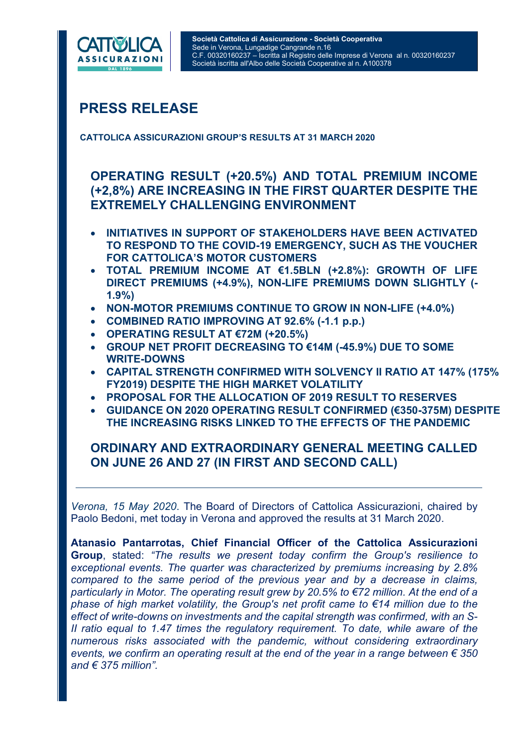**Società Cattolica di Assicurazione - Società Cooperativa**
Sede in Verona, Lungadige Cangrande n.16
C.F. 00320160237 – Iscritta al Registro delle Imprese di Verona al n. 00320160237
Società iscritta all'Albo delle Società Cooperative al n. A100378

# PRESS RELEASE

**CATTOLICA ASSICURAZIONI GROUP'S RESULTS AT 31 MARCH 2020**

## OPERATING RESULT (+20.5%) AND TOTAL PREMIUM INCOME (+2,8%) ARE INCREASING IN THE FIRST QUARTER DESPITE THE EXTREMELY CHALLENGING ENVIRONMENT

- **INITIATIVES IN SUPPORT OF STAKEHOLDERS HAVE BEEN ACTIVATED TO RESPOND TO THE COVID-19 EMERGENCY, SUCH AS THE VOUCHER FOR CATTOLICA'S MOTOR CUSTOMERS**
- **TOTAL PREMIUM INCOME AT €1.5BLN (+2.8%): GROWTH OF LIFE DIRECT PREMIUMS (+4.9%), NON-LIFE PREMIUMS DOWN SLIGHTLY (-1.9%)**
- **NON-MOTOR PREMIUMS CONTINUE TO GROW IN NON-LIFE (+4.0%)**
- **COMBINED RATIO IMPROVING AT 92.6% (-1.1 p.p.)**
- **OPERATING RESULT AT €72M (+20.5%)**
- **GROUP NET PROFIT DECREASING TO €14M (-45.9%) DUE TO SOME WRITE-DOWNS**
- **CAPITAL STRENGTH CONFIRMED WITH SOLVENCY II RATIO AT 147% (175% FY2019) DESPITE THE HIGH MARKET VOLATILITY**
- **PROPOSAL FOR THE ALLOCATION OF 2019 RESULT TO RESERVES**
- **GUIDANCE ON 2020 OPERATING RESULT CONFIRMED (€350-375M) DESPITE THE INCREASING RISKS LINKED TO THE EFFECTS OF THE PANDEMIC**

## ORDINARY AND EXTRAORDINARY GENERAL MEETING CALLED ON JUNE 26 AND 27 (IN FIRST AND SECOND CALL)

---

*Verona, 15 May 2020*. The Board of Directors of Cattolica Assicurazioni, chaired by Paolo Bedoni, met today in Verona and approved the results at 31 March 2020.

**Atanasio Pantarrotas, Chief Financial Officer of the Cattolica Assicurazioni Group**, stated: *"The results we present today confirm the Group's resilience to exceptional events. The quarter was characterized by premiums increasing by 2.8% compared to the same period of the previous year and by a decrease in claims, particularly in Motor. The operating result grew by 20.5% to €72 million. At the end of a phase of high market volatility, the Group's net profit came to €14 million due to the effect of write-downs on investments and the capital strength was confirmed, with an S-II ratio equal to 1.47 times the regulatory requirement. To date, while aware of the numerous risks associated with the pandemic, without considering extraordinary events, we confirm an operating result at the end of the year in a range between € 350 and € 375 million"*.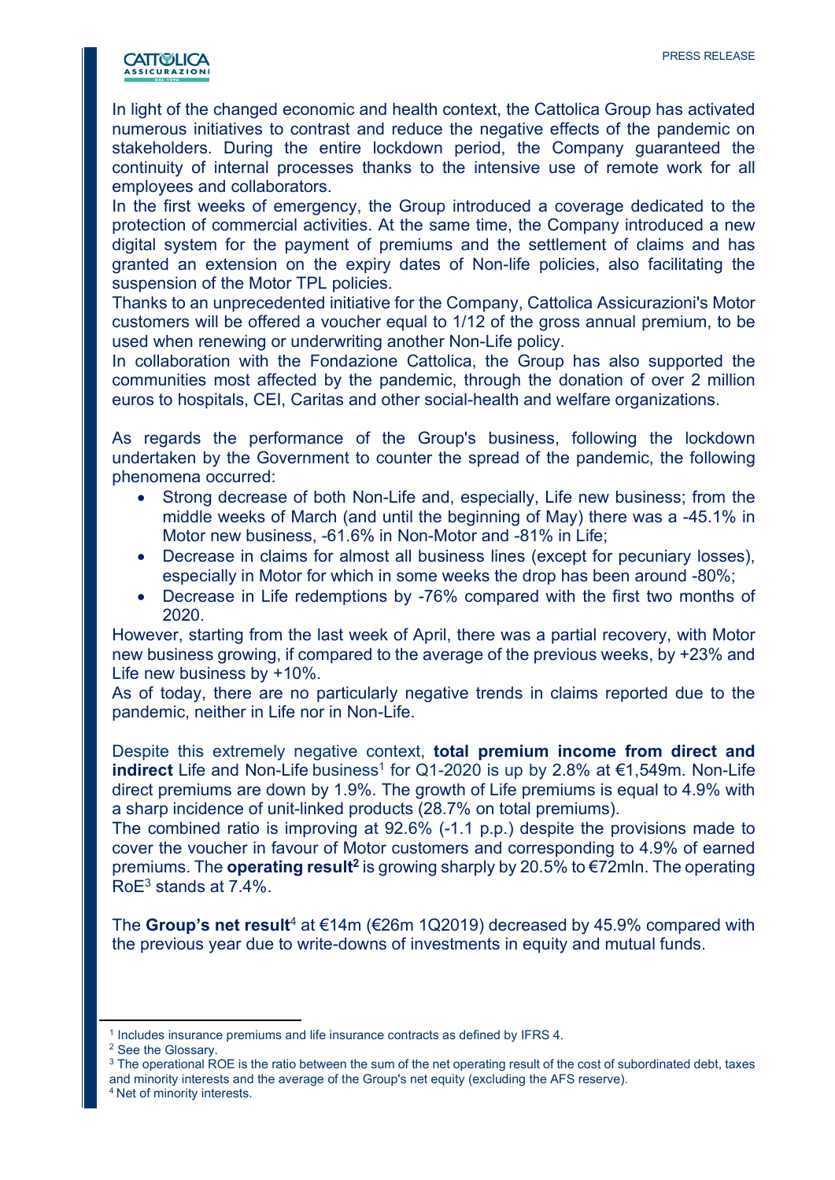In light of the changed economic and health context, the Cattolica Group has activated numerous initiatives to contrast and reduce the negative effects of the pandemic on stakeholders. During the entire lockdown period, the Company guaranteed the continuity of internal processes thanks to the intensive use of remote work for all employees and collaborators.

In the first weeks of emergency, the Group introduced a coverage dedicated to the protection of commercial activities. At the same time, the Company introduced a new digital system for the payment of premiums and the settlement of claims and has granted an extension on the expiry dates of Non-life policies, also facilitating the suspension of the Motor TPL policies.

Thanks to an unprecedented initiative for the Company, Cattolica Assicurazioni's Motor customers will be offered a voucher equal to 1/12 of the gross annual premium, to be used when renewing or underwriting another Non-Life policy.

In collaboration with the Fondazione Cattolica, the Group has also supported the communities most affected by the pandemic, through the donation of over 2 million euros to hospitals, CEI, Caritas and other social-health and welfare organizations.

As regards the performance of the Group's business, following the lockdown undertaken by the Government to counter the spread of the pandemic, the following phenomena occurred:

- Strong decrease of both Non-Life and, especially, Life new business; from the middle weeks of March (and until the beginning of May) there was a -45.1% in Motor new business, -61.6% in Non-Motor and -81% in Life;
- Decrease in claims for almost all business lines (except for pecuniary losses), especially in Motor for which in some weeks the drop has been around -80%;
- Decrease in Life redemptions by -76% compared with the first two months of 2020.

However, starting from the last week of April, there was a partial recovery, with Motor new business growing, if compared to the average of the previous weeks, by +23% and Life new business by +10%.

As of today, there are no particularly negative trends in claims reported due to the pandemic, neither in Life nor in Non-Life.

Despite this extremely negative context, **total premium income from direct and indirect** Life and Non-Life business[1] for Q1-2020 is up by 2.8% at €1,549m. Non-Life direct premiums are down by 1.9%. The growth of Life premiums is equal to 4.9% with a sharp incidence of unit-linked products (28.7% on total premiums).

The combined ratio is improving at 92.6% (-1.1 p.p.) despite the provisions made to cover the voucher in favour of Motor customers and corresponding to 4.9% of earned premiums. The **operating result[2]** is growing sharply by 20.5% to €72mln. The operating RoE[3] stands at 7.4%.

The **Group's net result**[4] at €14m (€26m 1Q2019) decreased by 45.9% compared with the previous year due to write-downs of investments in equity and mutual funds.

---

[1] Includes insurance premiums and life insurance contracts as defined by IFRS 4.

[2] See the Glossary.

[3] The operational ROE is the ratio between the sum of the net operating result of the cost of subordinated debt, taxes and minority interests and the average of the Group's net equity (excluding the AFS reserve).

[4] Net of minority interests.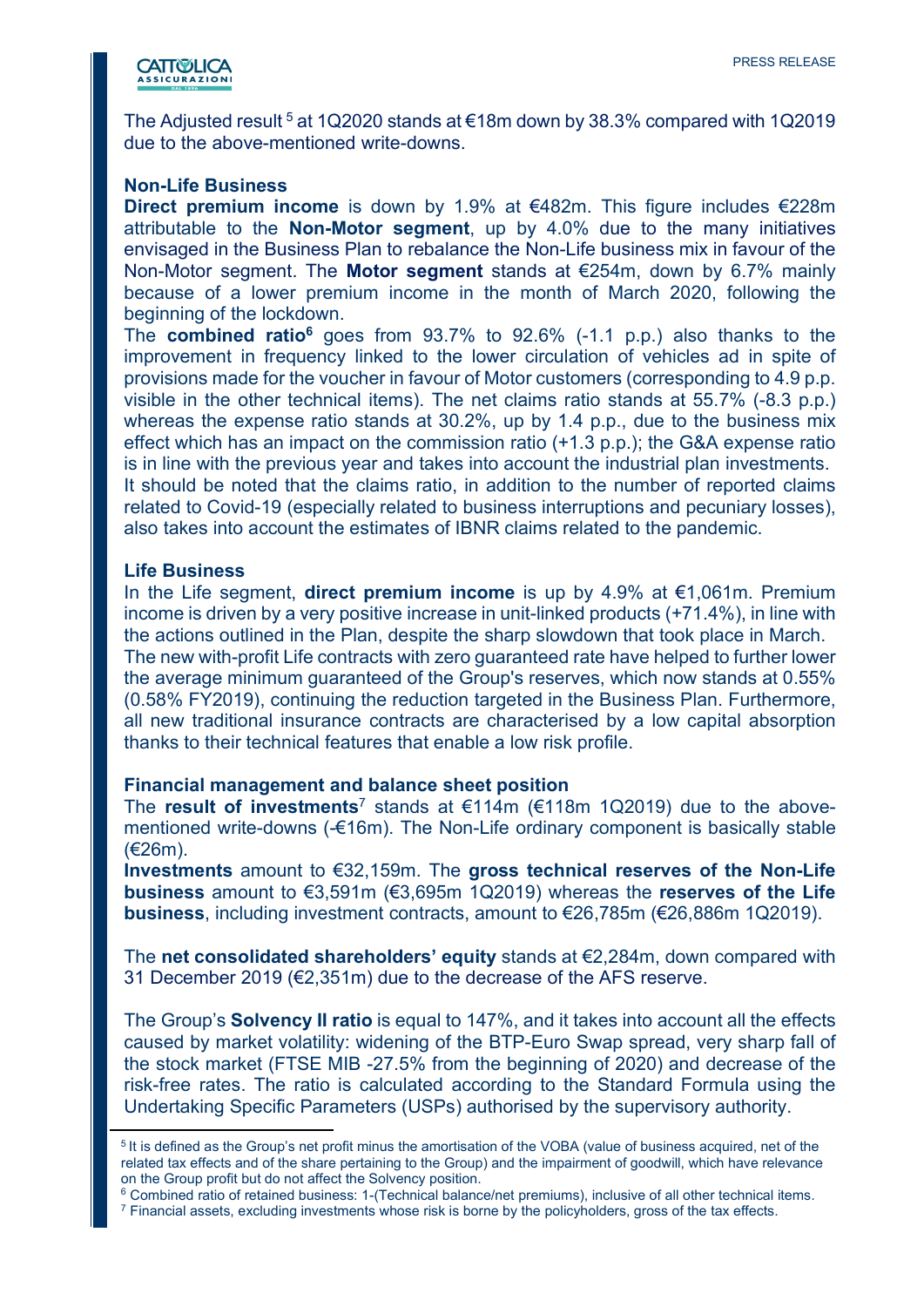The Adjusted result[5] at 1Q2020 stands at €18m down by 38.3% compared with 1Q2019 due to the above-mentioned write-downs.

**Non-Life Business**

**Direct premium income** is down by 1.9% at €482m. This figure includes €228m attributable to the **Non-Motor segment**, up by 4.0% due to the many initiatives envisaged in the Business Plan to rebalance the Non-Life business mix in favour of the Non-Motor segment. The **Motor segment** stands at €254m, down by 6.7% mainly because of a lower premium income in the month of March 2020, following the beginning of the lockdown.

The **combined ratio**[6] goes from 93.7% to 92.6% (-1.1 p.p.) also thanks to the improvement in frequency linked to the lower circulation of vehicles ad in spite of provisions made for the voucher in favour of Motor customers (corresponding to 4.9 p.p. visible in the other technical items). The net claims ratio stands at 55.7% (-8.3 p.p.) whereas the expense ratio stands at 30.2%, up by 1.4 p.p., due to the business mix effect which has an impact on the commission ratio (+1.3 p.p.); the G&A expense ratio is in line with the previous year and takes into account the industrial plan investments.

It should be noted that the claims ratio, in addition to the number of reported claims related to Covid-19 (especially related to business interruptions and pecuniary losses), also takes into account the estimates of IBNR claims related to the pandemic.

**Life Business**

In the Life segment, **direct premium income** is up by 4.9% at €1,061m. Premium income is driven by a very positive increase in unit-linked products (+71.4%), in line with the actions outlined in the Plan, despite the sharp slowdown that took place in March.

The new with-profit Life contracts with zero guaranteed rate have helped to further lower the average minimum guaranteed of the Group's reserves, which now stands at 0.55% (0.58% FY2019), continuing the reduction targeted in the Business Plan. Furthermore, all new traditional insurance contracts are characterised by a low capital absorption thanks to their technical features that enable a low risk profile.

**Financial management and balance sheet position**

The **result of investments**[7] stands at €114m (€118m 1Q2019) due to the above-mentioned write-downs (-€16m). The Non-Life ordinary component is basically stable (€26m).

**Investments** amount to €32,159m. The **gross technical reserves of the Non-Life business** amount to €3,591m (€3,695m 1Q2019) whereas the **reserves of the Life business**, including investment contracts, amount to €26,785m (€26,886m 1Q2019).

The **net consolidated shareholders' equity** stands at €2,284m, down compared with 31 December 2019 (€2,351m) due to the decrease of the AFS reserve.

The Group's **Solvency II ratio** is equal to 147%, and it takes into account all the effects caused by market volatility: widening of the BTP-Euro Swap spread, very sharp fall of the stock market (FTSE MIB -27.5% from the beginning of 2020) and decrease of the risk-free rates. The ratio is calculated according to the Standard Formula using the Undertaking Specific Parameters (USPs) authorised by the supervisory authority.

---

[5] It is defined as the Group's net profit minus the amortisation of the VOBA (value of business acquired, net of the related tax effects and of the share pertaining to the Group) and the impairment of goodwill, which have relevance on the Group profit but do not affect the Solvency position.

[6] Combined ratio of retained business: 1-(Technical balance/net premiums), inclusive of all other technical items.

[7] Financial assets, excluding investments whose risk is borne by the policyholders, gross of the tax effects.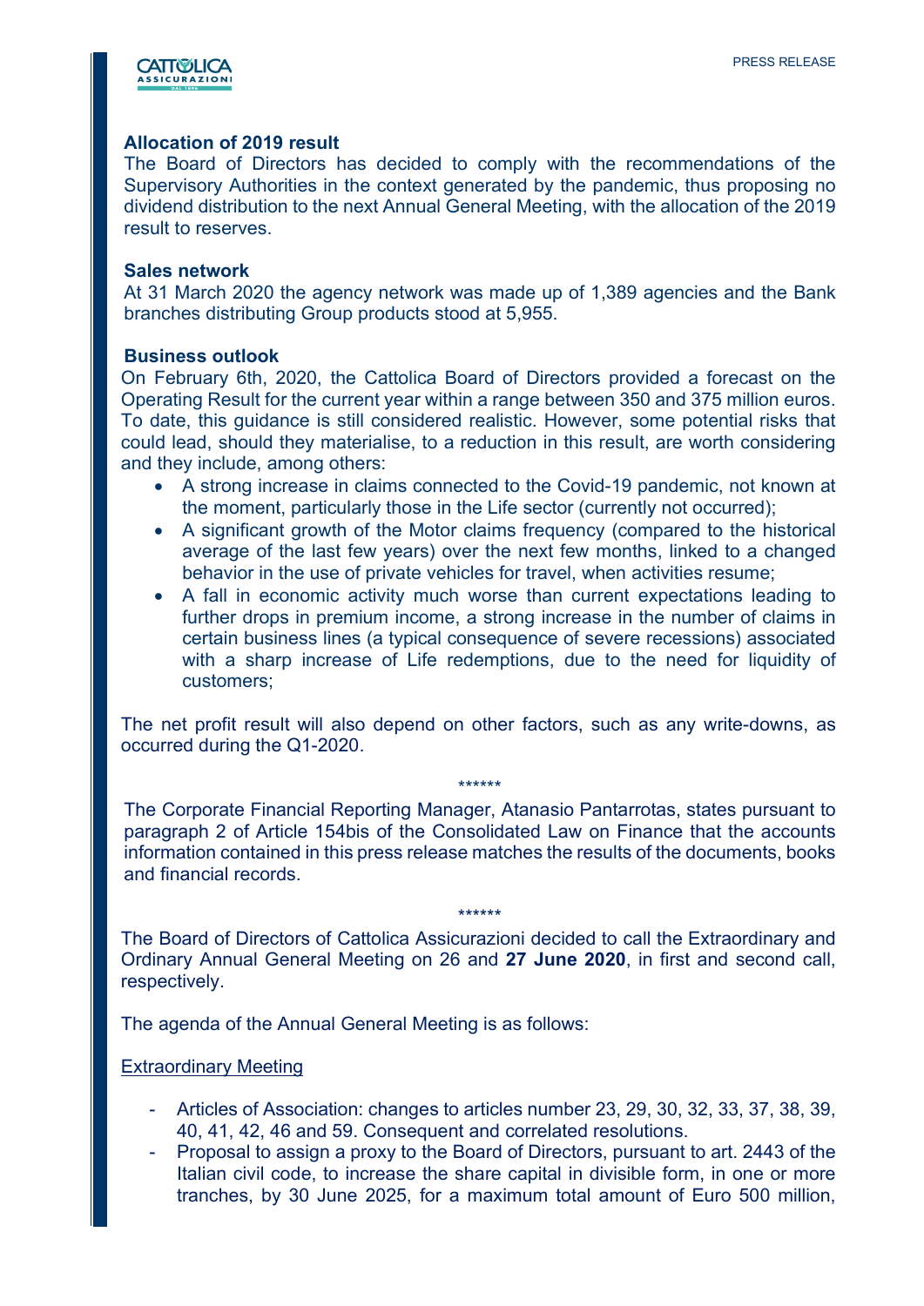### Allocation of 2019 result

The Board of Directors has decided to comply with the recommendations of the Supervisory Authorities in the context generated by the pandemic, thus proposing no dividend distribution to the next Annual General Meeting, with the allocation of the 2019 result to reserves.

### Sales network

At 31 March 2020 the agency network was made up of 1,389 agencies and the Bank branches distributing Group products stood at 5,955.

### Business outlook

On February 6th, 2020, the Cattolica Board of Directors provided a forecast on the Operating Result for the current year within a range between 350 and 375 million euros. To date, this guidance is still considered realistic. However, some potential risks that could lead, should they materialise, to a reduction in this result, are worth considering and they include, among others:

- A strong increase in claims connected to the Covid-19 pandemic, not known at the moment, particularly those in the Life sector (currently not occurred);
- A significant growth of the Motor claims frequency (compared to the historical average of the last few years) over the next few months, linked to a changed behavior in the use of private vehicles for travel, when activities resume;
- A fall in economic activity much worse than current expectations leading to further drops in premium income, a strong increase in the number of claims in certain business lines (a typical consequence of severe recessions) associated with a sharp increase of Life redemptions, due to the need for liquidity of customers;

The net profit result will also depend on other factors, such as any write-downs, as occurred during the Q1-2020.

******

The Corporate Financial Reporting Manager, Atanasio Pantarrotas, states pursuant to paragraph 2 of Article 154bis of the Consolidated Law on Finance that the accounts information contained in this press release matches the results of the documents, books and financial records.

******

The Board of Directors of Cattolica Assicurazioni decided to call the Extraordinary and Ordinary Annual General Meeting on 26 and **27 June 2020**, in first and second call, respectively.

The agenda of the Annual General Meeting is as follows:

<u>Extraordinary Meeting</u>

- Articles of Association: changes to articles number 23, 29, 30, 32, 33, 37, 38, 39, 40, 41, 42, 46 and 59. Consequent and correlated resolutions.
- Proposal to assign a proxy to the Board of Directors, pursuant to art. 2443 of the Italian civil code, to increase the share capital in divisible form, in one or more tranches, by 30 June 2025, for a maximum total amount of Euro 500 million,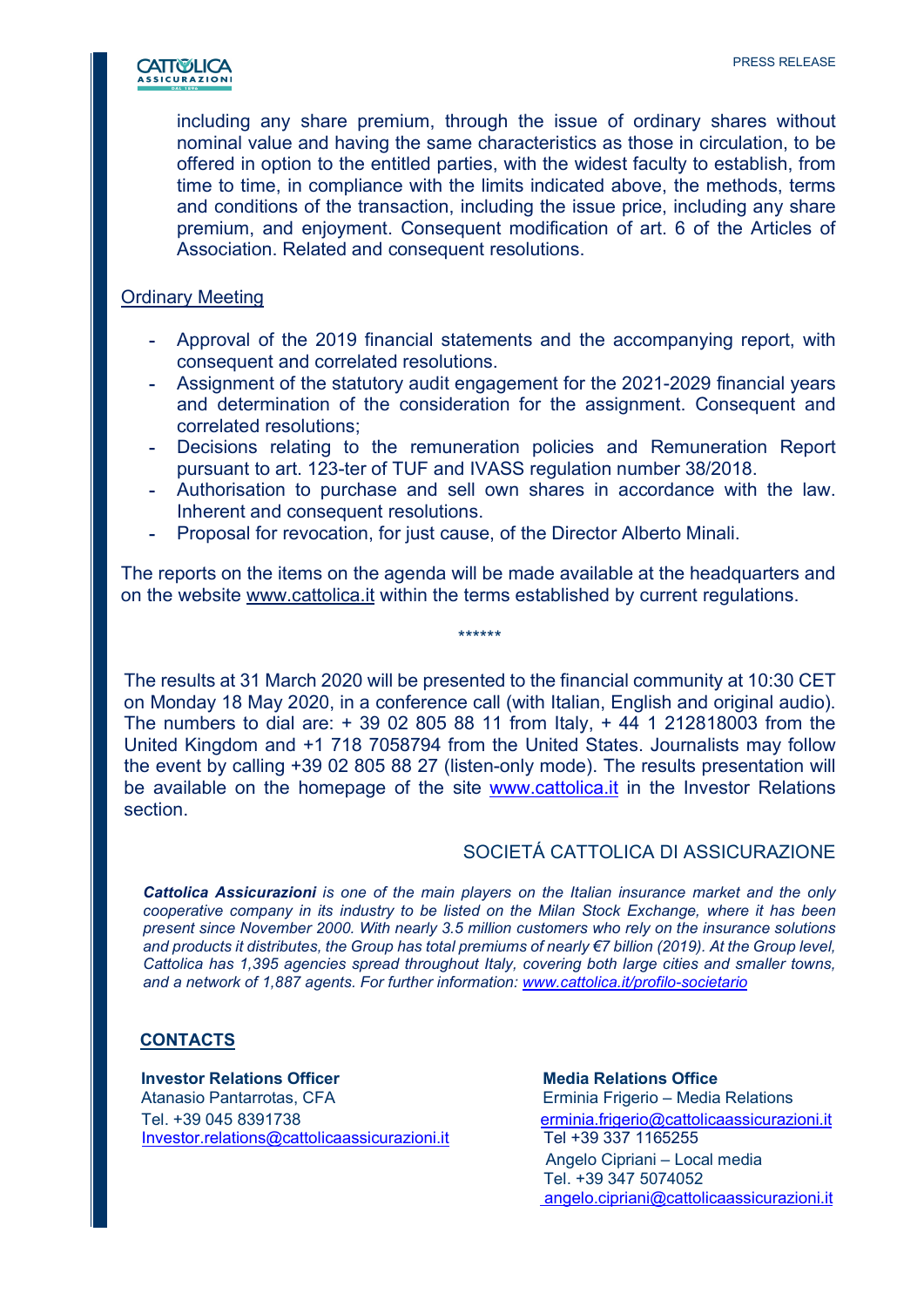including any share premium, through the issue of ordinary shares without nominal value and having the same characteristics as those in circulation, to be offered in option to the entitled parties, with the widest faculty to establish, from time to time, in compliance with the limits indicated above, the methods, terms and conditions of the transaction, including the issue price, including any share premium, and enjoyment. Consequent modification of art. 6 of the Articles of Association. Related and consequent resolutions.

Ordinary Meeting

- Approval of the 2019 financial statements and the accompanying report, with consequent and correlated resolutions.
- Assignment of the statutory audit engagement for the 2021-2029 financial years and determination of the consideration for the assignment. Consequent and correlated resolutions;
- Decisions relating to the remuneration policies and Remuneration Report pursuant to art. 123-ter of TUF and IVASS regulation number 38/2018.
- Authorisation to purchase and sell own shares in accordance with the law. Inherent and consequent resolutions.
- Proposal for revocation, for just cause, of the Director Alberto Minali.

The reports on the items on the agenda will be made available at the headquarters and on the website www.cattolica.it within the terms established by current regulations.

******

The results at 31 March 2020 will be presented to the financial community at 10:30 CET on Monday 18 May 2020, in a conference call (with Italian, English and original audio). The numbers to dial are: + 39 02 805 88 11 from Italy, + 44 1 212818003 from the United Kingdom and +1 718 7058794 from the United States. Journalists may follow the event by calling +39 02 805 88 27 (listen-only mode). The results presentation will be available on the homepage of the site www.cattolica.it in the Investor Relations section.

SOCIETÁ CATTOLICA DI ASSICURAZIONE

***Cattolica Assicurazioni** is one of the main players on the Italian insurance market and the only cooperative company in its industry to be listed on the Milan Stock Exchange, where it has been present since November 2000. With nearly 3.5 million customers who rely on the insurance solutions and products it distributes, the Group has total premiums of nearly €7 billion (2019). At the Group level, Cattolica has 1,395 agencies spread throughout Italy, covering both large cities and smaller towns, and a network of 1,887 agents. For further information: www.cattolica.it/profilo-societario*

**CONTACTS**

**Investor Relations Officer**
Atanasio Pantarrotas, CFA
Tel. +39 045 8391738
Investor.relations@cattolicaassicurazioni.it

**Media Relations Office**
Erminia Frigerio – Media Relations
erminia.frigerio@cattolicaassicurazioni.it
Tel +39 337 1165255
Angelo Cipriani – Local media
Tel. +39 347 5074052
angelo.cipriani@cattolicaassicurazioni.it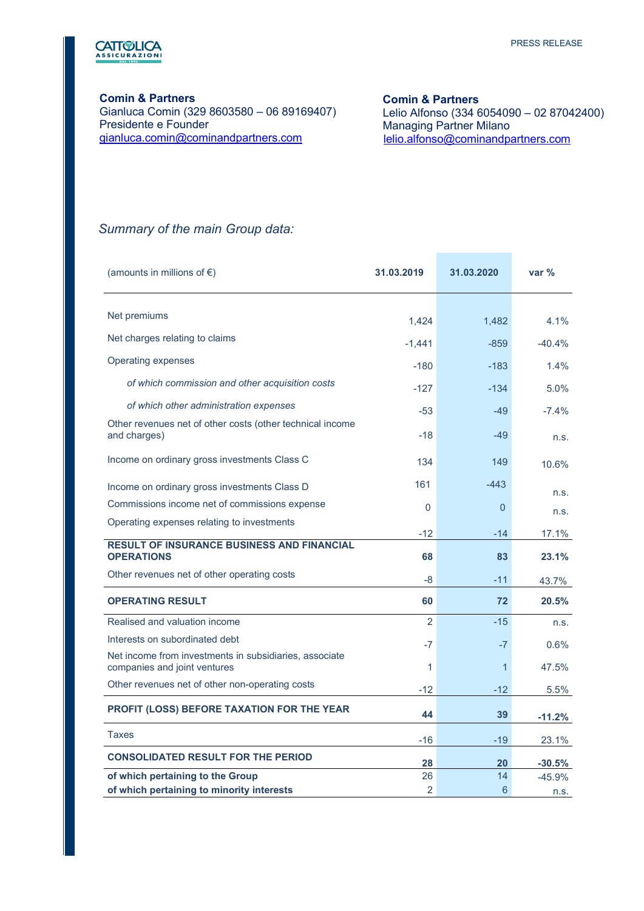**Comin & Partners**
Gianluca Comin (329 8603580 – 06 89169407)
Presidente e Founder
gianluca.comin@cominandpartners.com

**Comin & Partners**
Lelio Alfonso (334 6054090 – 02 87042400)
Managing Partner Milano
lelio.alfonso@cominandpartners.com

*Summary of the main Group data:*

| (amounts in millions of €) | 31.03.2019 | 31.03.2020 | var % |
|---|---|---|---|
| Net premiums | 1,424 | 1,482 | 4.1% |
| Net charges relating to claims | -1,441 | -859 | -40.4% |
| Operating expenses | -180 | -183 | 1.4% |
| *of which commission and other acquisition costs* | -127 | -134 | 5.0% |
| *of which other administration expenses* | -53 | -49 | -7.4% |
| Other revenues net of other costs (other technical income and charges) | -18 | -49 | n.s. |
| Income on ordinary gross investments Class C | 134 | 149 | 10.6% |
| Income on ordinary gross investments Class D | 161 | -443 | n.s. |
| Commissions income net of commissions expense | 0 | 0 | n.s. |
| Operating expenses relating to investments | -12 | -14 | 17.1% |
| **RESULT OF INSURANCE BUSINESS AND FINANCIAL OPERATIONS** | **68** | **83** | **23.1%** |
| Other revenues net of other operating costs | -8 | -11 | 43.7% |
| **OPERATING RESULT** | **60** | **72** | **20.5%** |
| Realised and valuation income | 2 | -15 | n.s. |
| Interests on subordinated debt | -7 | -7 | 0.6% |
| Net income from investments in subsidiaries, associate companies and joint ventures | 1 | 1 | 47.5% |
| Other revenues net of other non-operating costs | -12 | -12 | 5.5% |
| **PROFIT (LOSS) BEFORE TAXATION FOR THE YEAR** | **44** | **39** | **-11.2%** |
| Taxes | -16 | -19 | 23.1% |
| **CONSOLIDATED RESULT FOR THE PERIOD** | **28** | **20** | **-30.5%** |
| **of which pertaining to the Group** | 26 | 14 | -45.9% |
| **of which pertaining to minority interests** | 2 | 6 | n.s. |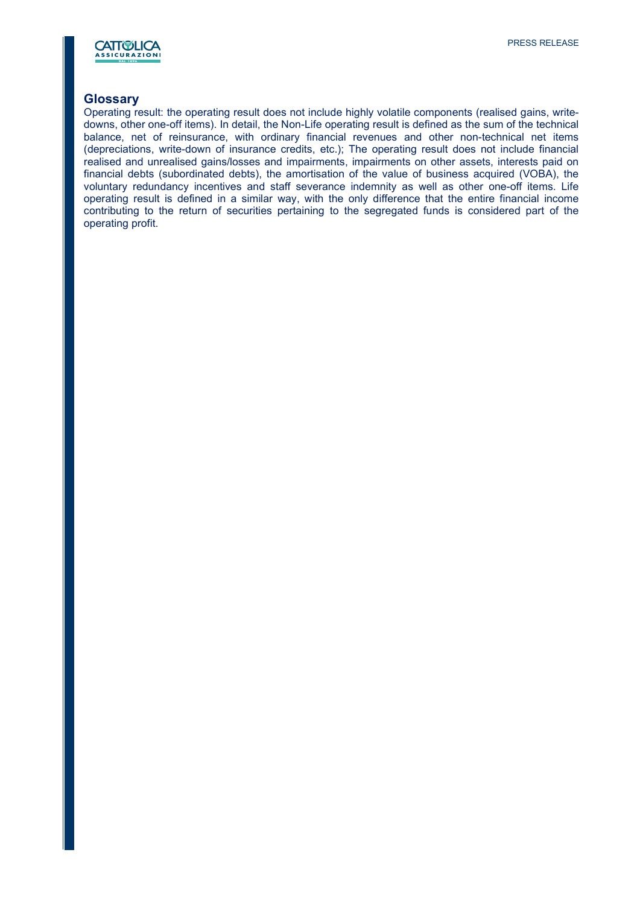## Glossary

Operating result: the operating result does not include highly volatile components (realised gains, write-downs, other one-off items). In detail, the Non-Life operating result is defined as the sum of the technical balance, net of reinsurance, with ordinary financial revenues and other non-technical net items (depreciations, write-down of insurance credits, etc.); The operating result does not include financial realised and unrealised gains/losses and impairments, impairments on other assets, interests paid on financial debts (subordinated debts), the amortisation of the value of business acquired (VOBA), the voluntary redundancy incentives and staff severance indemnity as well as other one-off items. Life operating result is defined in a similar way, with the only difference that the entire financial income contributing to the return of securities pertaining to the segregated funds is considered part of the operating profit.